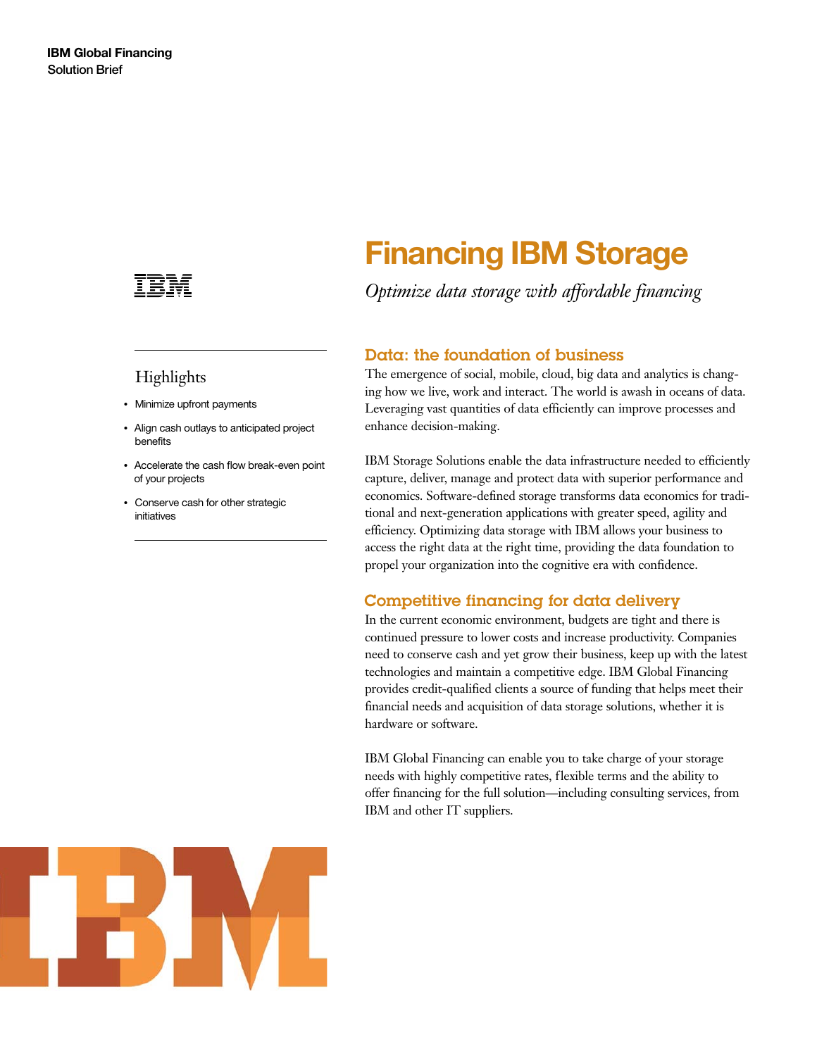**IBM Global Financing**
Solution Brief

# Financing IBM Storage

*Optimize data storage with affordable financing*

## Highlights

- Minimize upfront payments
- Align cash outlays to anticipated project benefits
- Accelerate the cash flow break-even point of your projects
- Conserve cash for other strategic initiatives

## Data: the foundation of business

The emergence of social, mobile, cloud, big data and analytics is changing how we live, work and interact. The world is awash in oceans of data. Leveraging vast quantities of data efficiently can improve processes and enhance decision-making.

IBM Storage Solutions enable the data infrastructure needed to efficiently capture, deliver, manage and protect data with superior performance and economics. Software-defined storage transforms data economics for traditional and next-generation applications with greater speed, agility and efficiency. Optimizing data storage with IBM allows your business to access the right data at the right time, providing the data foundation to propel your organization into the cognitive era with confidence.

## Competitive financing for data delivery

In the current economic environment, budgets are tight and there is continued pressure to lower costs and increase productivity. Companies need to conserve cash and yet grow their business, keep up with the latest technologies and maintain a competitive edge. IBM Global Financing provides credit-qualified clients a source of funding that helps meet their financial needs and acquisition of data storage solutions, whether it is hardware or software.

IBM Global Financing can enable you to take charge of your storage needs with highly competitive rates, flexible terms and the ability to offer financing for the full solution—including consulting services, from IBM and other IT suppliers.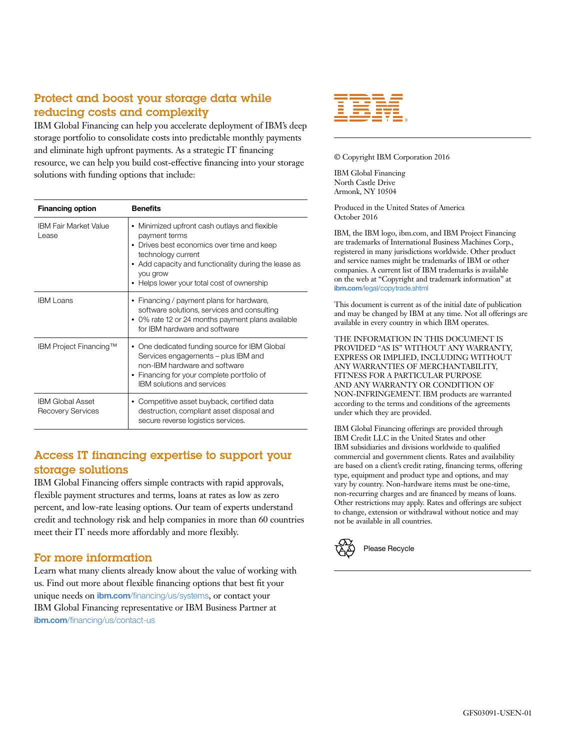## Protect and boost your storage data while reducing costs and complexity

IBM Global Financing can help you accelerate deployment of IBM's deep storage portfolio to consolidate costs into predictable monthly payments and eliminate high upfront payments. As a strategic IT financing resource, we can help you build cost-effective financing into your storage solutions with funding options that include:

| Financing option | Benefits |
|---|---|
| IBM Fair Market Value Lease | • Minimized upfront cash outlays and flexible payment terms<br>• Drives best economics over time and keep technology current<br>• Add capacity and functionality during the lease as you grow<br>• Helps lower your total cost of ownership |
| IBM Loans | • Financing / payment plans for hardware, software solutions, services and consulting<br>• 0% rate 12 or 24 months payment plans available for IBM hardware and software |
| IBM Project Financing™ | • One dedicated funding source for IBM Global Services engagements – plus IBM and non-IBM hardware and software<br>• Financing for your complete portfolio of IBM solutions and services |
| IBM Global Asset Recovery Services | • Competitive asset buyback, certified data destruction, compliant asset disposal and secure reverse logistics services. |

## Access IT financing expertise to support your storage solutions

IBM Global Financing offers simple contracts with rapid approvals, flexible payment structures and terms, loans at rates as low as zero percent, and low-rate leasing options. Our team of experts understand credit and technology risk and help companies in more than 60 countries meet their IT needs more affordably and more flexibly.

## For more information

Learn what many clients already know about the value of working with us. Find out more about flexible financing options that best fit your unique needs on **ibm.com**/financing/us/systems, or contact your IBM Global Financing representative or IBM Business Partner at **ibm.com**/financing/us/contact-us

IBM

© Copyright IBM Corporation 2016

IBM Global Financing
North Castle Drive
Armonk, NY 10504

Produced in the United States of America
October 2016

IBM, the IBM logo, ibm.com, and IBM Project Financing are trademarks of International Business Machines Corp., registered in many jurisdictions worldwide. Other product and service names might be trademarks of IBM or other companies. A current list of IBM trademarks is available on the web at "Copyright and trademark information" at **ibm.com**/legal/copytrade.shtml

This document is current as of the initial date of publication and may be changed by IBM at any time. Not all offerings are available in every country in which IBM operates.

THE INFORMATION IN THIS DOCUMENT IS PROVIDED "AS IS" WITHOUT ANY WARRANTY, EXPRESS OR IMPLIED, INCLUDING WITHOUT ANY WARRANTIES OF MERCHANTABILITY, FITNESS FOR A PARTICULAR PURPOSE AND ANY WARRANTY OR CONDITION OF NON-INFRINGEMENT. IBM products are warranted according to the terms and conditions of the agreements under which they are provided.

IBM Global Financing offerings are provided through IBM Credit LLC in the United States and other IBM subsidiaries and divisions worldwide to qualified commercial and government clients. Rates and availability are based on a client's credit rating, financing terms, offering type, equipment and product type and options, and may vary by country. Non-hardware items must be one-time, non-recurring charges and are financed by means of loans. Other restrictions may apply. Rates and offerings are subject to change, extension or withdrawal without notice and may not be available in all countries.

Please Recycle

GFS03091-USEN-01